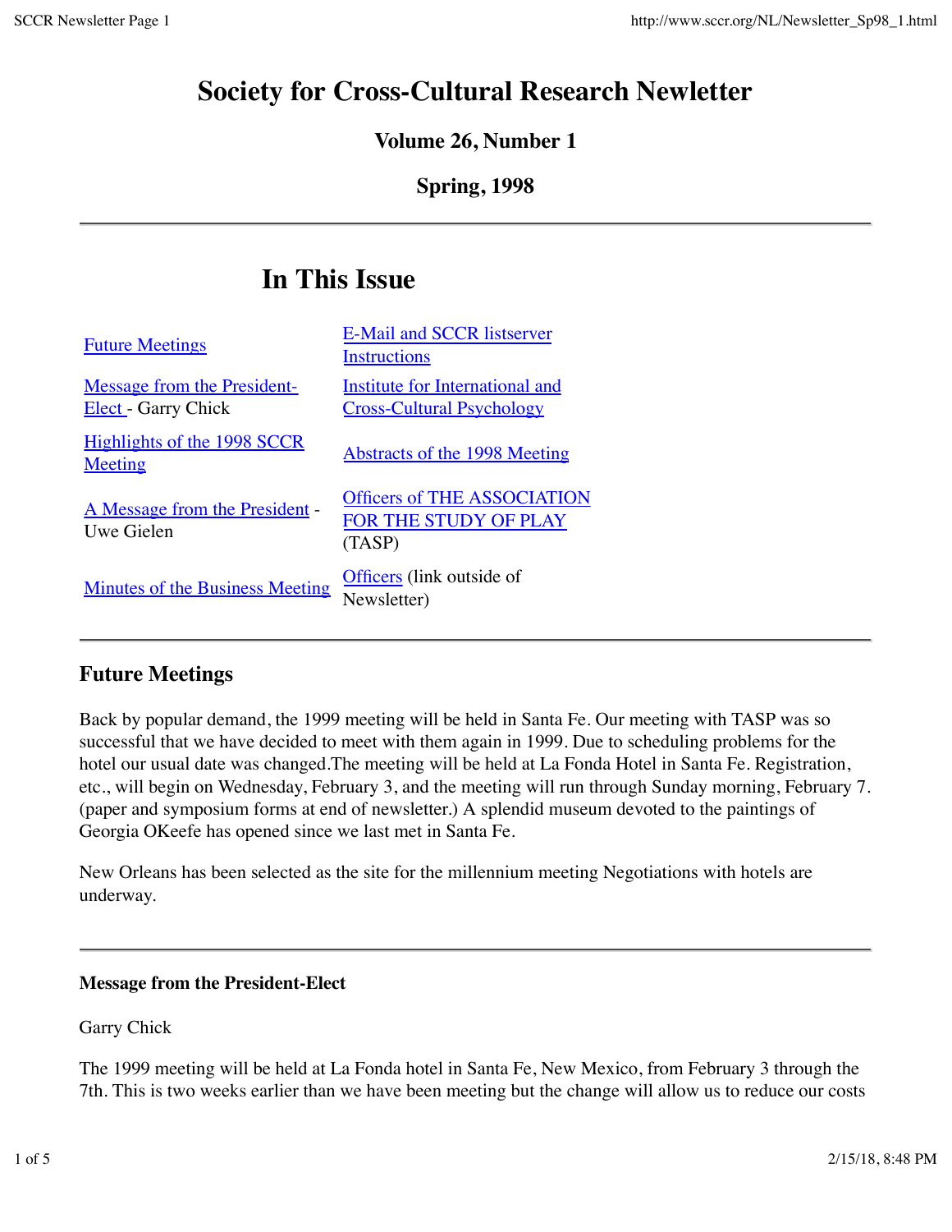# Society for Cross-Cultural Research Newsletter

### Volume 26, Number 1

### Spring, 1998

---

## In This Issue

| | |
|---|---|
| Future Meetings | E-Mail and SCCR listserver Instructions |
| Message from the President-Elect - Garry Chick | Institute for International and Cross-Cultural Psychology |
| Highlights of the 1998 SCCR Meeting | Abstracts of the 1998 Meeting |
| A Message from the President - Uwe Gielen | Officers of THE ASSOCIATION FOR THE STUDY OF PLAY (TASP) |
| Minutes of the Business Meeting | Officers (link outside of Newsletter) |

---

### Future Meetings

Back by popular demand, the 1999 meeting will be held in Santa Fe. Our meeting with TASP was so successful that we have decided to meet with them again in 1999. Due to scheduling problems for the hotel our usual date was changed.The meeting will be held at La Fonda Hotel in Santa Fe. Registration, etc., will begin on Wednesday, February 3, and the meeting will run through Sunday morning, February 7. (paper and symposium forms at end of newsletter.) A splendid museum devoted to the paintings of Georgia OKeefe has opened since we last met in Santa Fe.

New Orleans has been selected as the site for the millennium meeting Negotiations with hotels are underway.

---

#### Message from the President-Elect

Garry Chick

The 1999 meeting will be held at La Fonda hotel in Santa Fe, New Mexico, from February 3 through the 7th. This is two weeks earlier than we have been meeting but the change will allow us to reduce our costs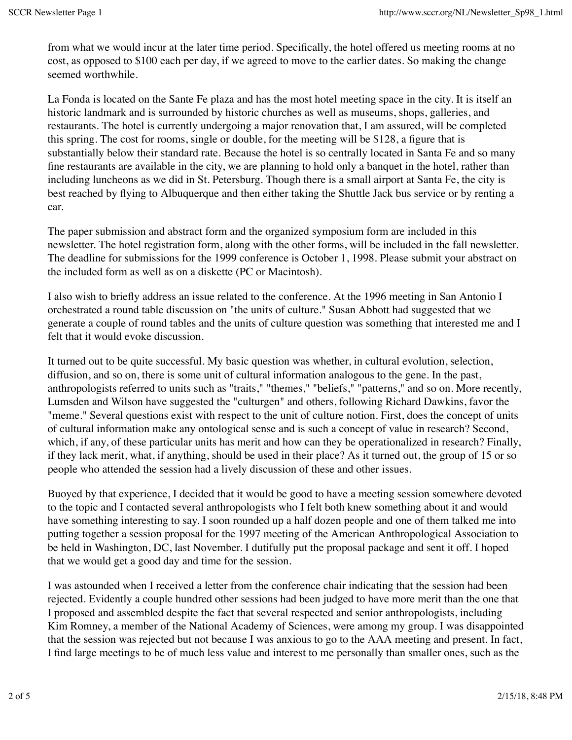from what we would incur at the later time period. Specifically, the hotel offered us meeting rooms at no cost, as opposed to $100 each per day, if we agreed to move to the earlier dates. So making the change seemed worthwhile.

La Fonda is located on the Sante Fe plaza and has the most hotel meeting space in the city. It is itself an historic landmark and is surrounded by historic churches as well as museums, shops, galleries, and restaurants. The hotel is currently undergoing a major renovation that, I am assured, will be completed this spring. The cost for rooms, single or double, for the meeting will be $128, a figure that is substantially below their standard rate. Because the hotel is so centrally located in Santa Fe and so many fine restaurants are available in the city, we are planning to hold only a banquet in the hotel, rather than including luncheons as we did in St. Petersburg. Though there is a small airport at Santa Fe, the city is best reached by flying to Albuquerque and then either taking the Shuttle Jack bus service or by renting a car.

The paper submission and abstract form and the organized symposium form are included in this newsletter. The hotel registration form, along with the other forms, will be included in the fall newsletter. The deadline for submissions for the 1999 conference is October 1, 1998. Please submit your abstract on the included form as well as on a diskette (PC or Macintosh).

I also wish to briefly address an issue related to the conference. At the 1996 meeting in San Antonio I orchestrated a round table discussion on "the units of culture." Susan Abbott had suggested that we generate a couple of round tables and the units of culture question was something that interested me and I felt that it would evoke discussion.

It turned out to be quite successful. My basic question was whether, in cultural evolution, selection, diffusion, and so on, there is some unit of cultural information analogous to the gene. In the past, anthropologists referred to units such as "traits," "themes," "beliefs," "patterns," and so on. More recently, Lumsden and Wilson have suggested the "culturgen" and others, following Richard Dawkins, favor the "meme." Several questions exist with respect to the unit of culture notion. First, does the concept of units of cultural information make any ontological sense and is such a concept of value in research? Second, which, if any, of these particular units has merit and how can they be operationalized in research? Finally, if they lack merit, what, if anything, should be used in their place? As it turned out, the group of 15 or so people who attended the session had a lively discussion of these and other issues.

Buoyed by that experience, I decided that it would be good to have a meeting session somewhere devoted to the topic and I contacted several anthropologists who I felt both knew something about it and would have something interesting to say. I soon rounded up a half dozen people and one of them talked me into putting together a session proposal for the 1997 meeting of the American Anthropological Association to be held in Washington, DC, last November. I dutifully put the proposal package and sent it off. I hoped that we would get a good day and time for the session.

I was astounded when I received a letter from the conference chair indicating that the session had been rejected. Evidently a couple hundred other sessions had been judged to have more merit than the one that I proposed and assembled despite the fact that several respected and senior anthropologists, including Kim Romney, a member of the National Academy of Sciences, were among my group. I was disappointed that the session was rejected but not because I was anxious to go to the AAA meeting and present. In fact, I find large meetings to be of much less value and interest to me personally than smaller ones, such as the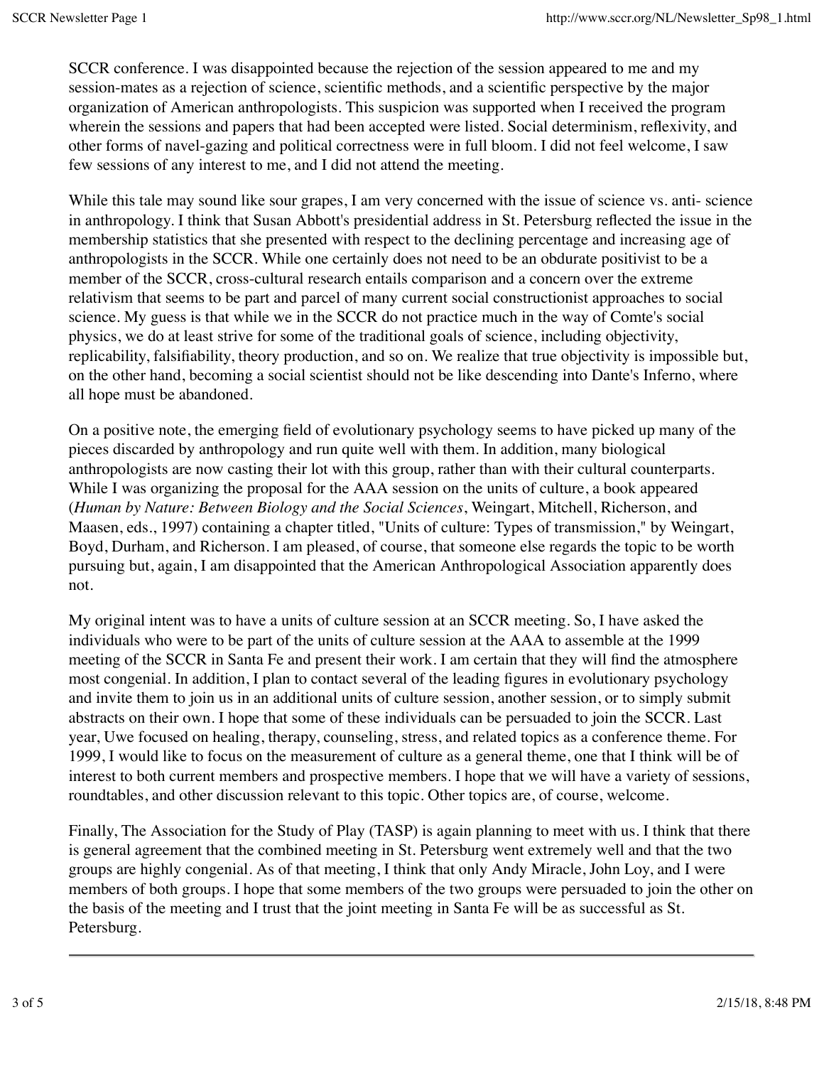SCCR conference. I was disappointed because the rejection of the session appeared to me and my session-mates as a rejection of science, scientific methods, and a scientific perspective by the major organization of American anthropologists. This suspicion was supported when I received the program wherein the sessions and papers that had been accepted were listed. Social determinism, reflexivity, and other forms of navel-gazing and political correctness were in full bloom. I did not feel welcome, I saw few sessions of any interest to me, and I did not attend the meeting.

While this tale may sound like sour grapes, I am very concerned with the issue of science vs. anti- science in anthropology. I think that Susan Abbott's presidential address in St. Petersburg reflected the issue in the membership statistics that she presented with respect to the declining percentage and increasing age of anthropologists in the SCCR. While one certainly does not need to be an obdurate positivist to be a member of the SCCR, cross-cultural research entails comparison and a concern over the extreme relativism that seems to be part and parcel of many current social constructionist approaches to social science. My guess is that while we in the SCCR do not practice much in the way of Comte's social physics, we do at least strive for some of the traditional goals of science, including objectivity, replicability, falsifiability, theory production, and so on. We realize that true objectivity is impossible but, on the other hand, becoming a social scientist should not be like descending into Dante's Inferno, where all hope must be abandoned.

On a positive note, the emerging field of evolutionary psychology seems to have picked up many of the pieces discarded by anthropology and run quite well with them. In addition, many biological anthropologists are now casting their lot with this group, rather than with their cultural counterparts. While I was organizing the proposal for the AAA session on the units of culture, a book appeared (*Human by Nature: Between Biology and the Social Sciences*, Weingart, Mitchell, Richerson, and Maasen, eds., 1997) containing a chapter titled, "Units of culture: Types of transmission," by Weingart, Boyd, Durham, and Richerson. I am pleased, of course, that someone else regards the topic to be worth pursuing but, again, I am disappointed that the American Anthropological Association apparently does not.

My original intent was to have a units of culture session at an SCCR meeting. So, I have asked the individuals who were to be part of the units of culture session at the AAA to assemble at the 1999 meeting of the SCCR in Santa Fe and present their work. I am certain that they will find the atmosphere most congenial. In addition, I plan to contact several of the leading figures in evolutionary psychology and invite them to join us in an additional units of culture session, another session, or to simply submit abstracts on their own. I hope that some of these individuals can be persuaded to join the SCCR. Last year, Uwe focused on healing, therapy, counseling, stress, and related topics as a conference theme. For 1999, I would like to focus on the measurement of culture as a general theme, one that I think will be of interest to both current members and prospective members. I hope that we will have a variety of sessions, roundtables, and other discussion relevant to this topic. Other topics are, of course, welcome.

Finally, The Association for the Study of Play (TASP) is again planning to meet with us. I think that there is general agreement that the combined meeting in St. Petersburg went extremely well and that the two groups are highly congenial. As of that meeting, I think that only Andy Miracle, John Loy, and I were members of both groups. I hope that some members of the two groups were persuaded to join the other on the basis of the meeting and I trust that the joint meeting in Santa Fe will be as successful as St. Petersburg.

---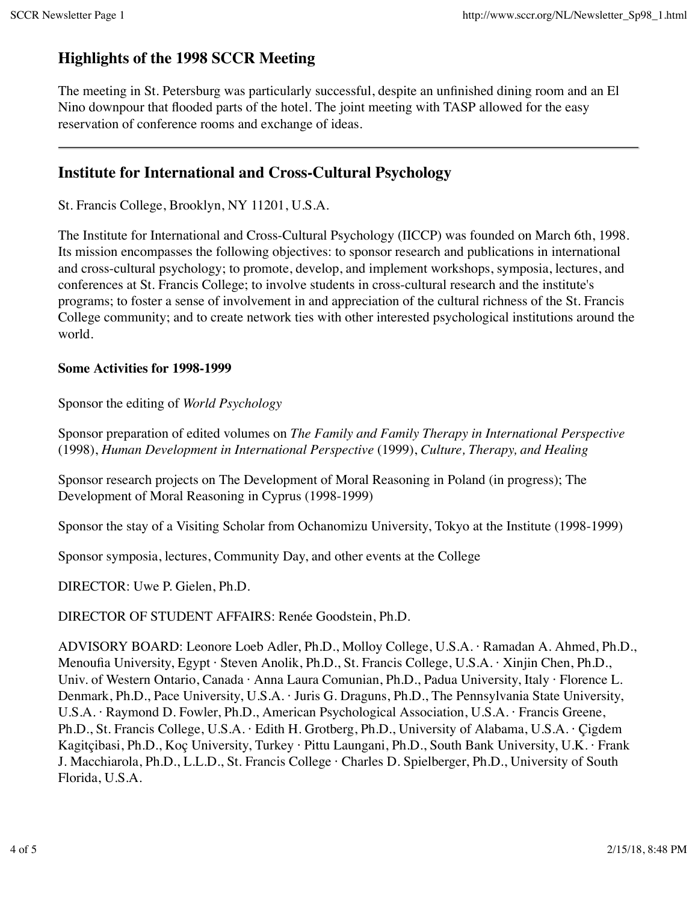## Highlights of the 1998 SCCR Meeting

The meeting in St. Petersburg was particularly successful, despite an unfinished dining room and an El Nino downpour that flooded parts of the hotel. The joint meeting with TASP allowed for the easy reservation of conference rooms and exchange of ideas.

---

## Institute for International and Cross-Cultural Psychology

St. Francis College, Brooklyn, NY 11201, U.S.A.

The Institute for International and Cross-Cultural Psychology (IICCP) was founded on March 6th, 1998. Its mission encompasses the following objectives: to sponsor research and publications in international and cross-cultural psychology; to promote, develop, and implement workshops, symposia, lectures, and conferences at St. Francis College; to involve students in cross-cultural research and the institute's programs; to foster a sense of involvement in and appreciation of the cultural richness of the St. Francis College community; and to create network ties with other interested psychological institutions around the world.

**Some Activities for 1998-1999**

Sponsor the editing of *World Psychology*

Sponsor preparation of edited volumes on *The Family and Family Therapy in International Perspective* (1998), *Human Development in International Perspective* (1999), *Culture, Therapy, and Healing*

Sponsor research projects on The Development of Moral Reasoning in Poland (in progress); The Development of Moral Reasoning in Cyprus (1998-1999)

Sponsor the stay of a Visiting Scholar from Ochanomizu University, Tokyo at the Institute (1998-1999)

Sponsor symposia, lectures, Community Day, and other events at the College

DIRECTOR: Uwe P. Gielen, Ph.D.

DIRECTOR OF STUDENT AFFAIRS: Renée Goodstein, Ph.D.

ADVISORY BOARD: Leonore Loeb Adler, Ph.D., Molloy College, U.S.A. · Ramadan A. Ahmed, Ph.D., Menoufia University, Egypt · Steven Anolik, Ph.D., St. Francis College, U.S.A. · Xinjin Chen, Ph.D., Univ. of Western Ontario, Canada · Anna Laura Comunian, Ph.D., Padua University, Italy · Florence L. Denmark, Ph.D., Pace University, U.S.A. · Juris G. Draguns, Ph.D., The Pennsylvania State University, U.S.A. · Raymond D. Fowler, Ph.D., American Psychological Association, U.S.A. · Francis Greene, Ph.D., St. Francis College, U.S.A. · Edith H. Grotberg, Ph.D., University of Alabama, U.S.A. · Çigdem Kagitçibasi, Ph.D., Koç University, Turkey · Pittu Laungani, Ph.D., South Bank University, U.K. · Frank J. Macchiarola, Ph.D., L.L.D., St. Francis College · Charles D. Spielberger, Ph.D., University of South Florida, U.S.A.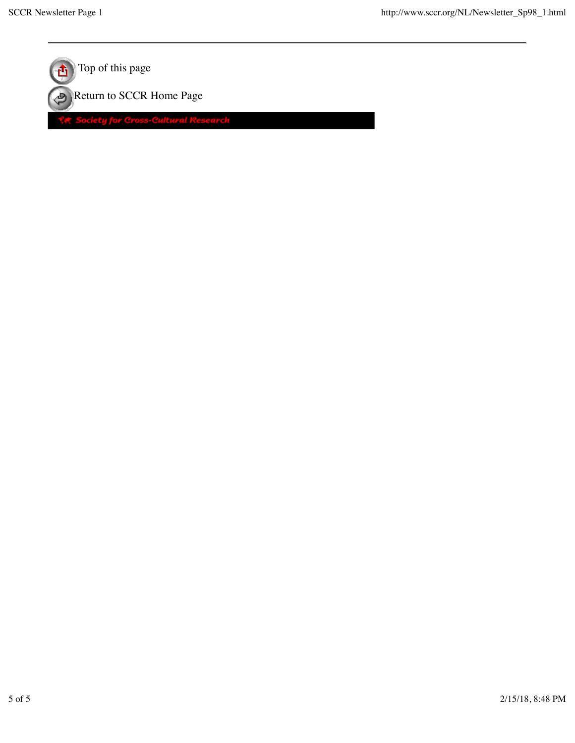---

Top of this page

Return to SCCR Home Page

Society for Cross-Cultural Research